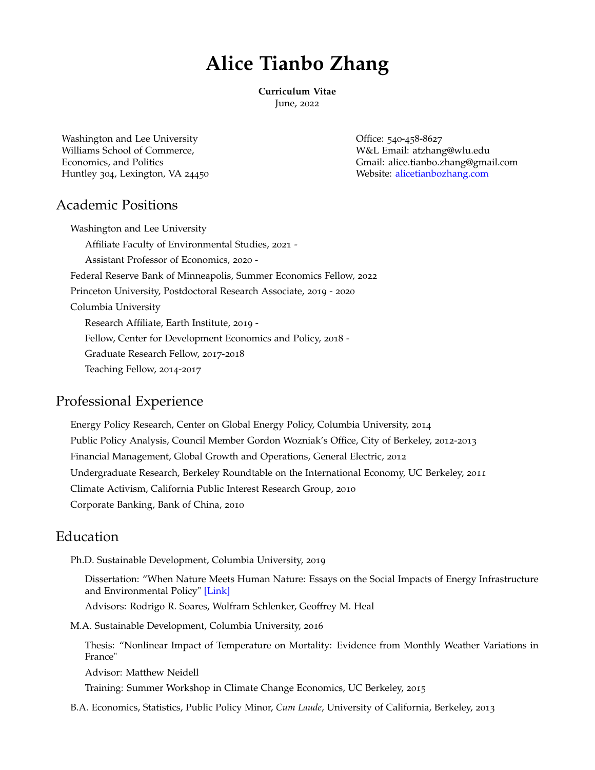# Alice Tianbo Zhang

**Curriculum Vitae**
June, 2022

Washington and Lee University
Williams School of Commerce,
Economics, and Politics
Huntley 304, Lexington, VA 24450

Office: 540-458-8627
W&L Email: atzhang@wlu.edu
Gmail: alice.tianbo.zhang@gmail.com
Website: alicetianbozhang.com

## Academic Positions

Washington and Lee University
- Affiliate Faculty of Environmental Studies, 2021 -
- Assistant Professor of Economics, 2020 -

Federal Reserve Bank of Minneapolis, Summer Economics Fellow, 2022

Princeton University, Postdoctoral Research Associate, 2019 - 2020

Columbia University
- Research Affiliate, Earth Institute, 2019 -
- Fellow, Center for Development Economics and Policy, 2018 -
- Graduate Research Fellow, 2017-2018
- Teaching Fellow, 2014-2017

## Professional Experience

Energy Policy Research, Center on Global Energy Policy, Columbia University, 2014

Public Policy Analysis, Council Member Gordon Wozniak's Office, City of Berkeley, 2012-2013

Financial Management, Global Growth and Operations, General Electric, 2012

Undergraduate Research, Berkeley Roundtable on the International Economy, UC Berkeley, 2011

Climate Activism, California Public Interest Research Group, 2010

Corporate Banking, Bank of China, 2010

## Education

Ph.D. Sustainable Development, Columbia University, 2019
- Dissertation: "When Nature Meets Human Nature: Essays on the Social Impacts of Energy Infrastructure and Environmental Policy" [Link]
- Advisors: Rodrigo R. Soares, Wolfram Schlenker, Geoffrey M. Heal

M.A. Sustainable Development, Columbia University, 2016
- Thesis: "Nonlinear Impact of Temperature on Mortality: Evidence from Monthly Weather Variations in France"
- Advisor: Matthew Neidell
- Training: Summer Workshop in Climate Change Economics, UC Berkeley, 2015

B.A. Economics, Statistics, Public Policy Minor, *Cum Laude*, University of California, Berkeley, 2013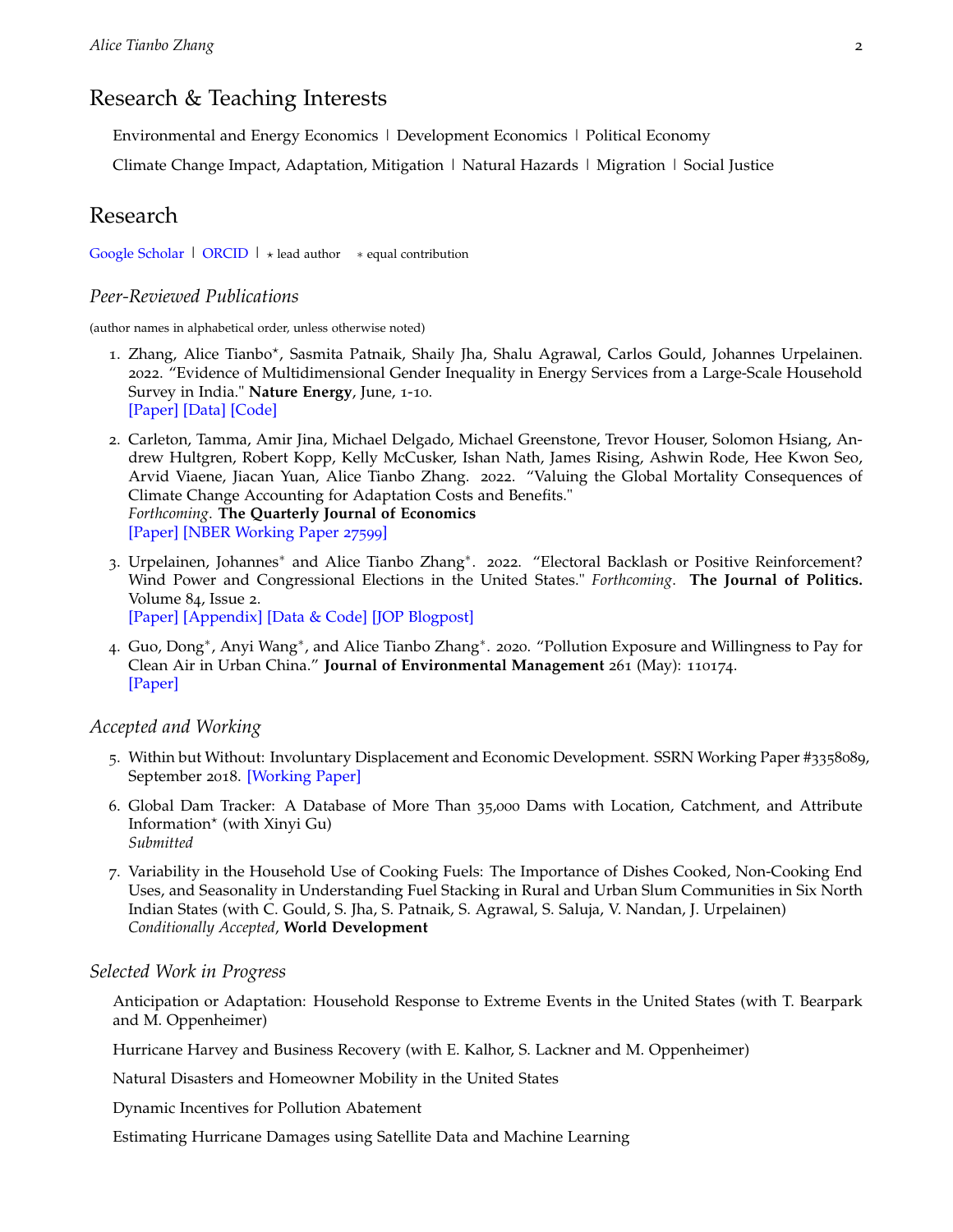## Research & Teaching Interests

Environmental and Energy Economics | Development Economics | Political Economy

Climate Change Impact, Adaptation, Mitigation | Natural Hazards | Migration | Social Justice

## Research

[Google Scholar](#) | [ORCID](#) | ⋆ lead author  ∗ equal contribution

### *Peer-Reviewed Publications*

(author names in alphabetical order, unless otherwise noted)

1. Zhang, Alice Tianbo⋆, Sasmita Patnaik, Shaily Jha, Shalu Agrawal, Carlos Gould, Johannes Urpelainen. 2022. "Evidence of Multidimensional Gender Inequality in Energy Services from a Large-Scale Household Survey in India." **Nature Energy**, June, 1-10.
   [Paper] [Data] [Code]

2. Carleton, Tamma, Amir Jina, Michael Delgado, Michael Greenstone, Trevor Houser, Solomon Hsiang, Andrew Hultgren, Robert Kopp, Kelly McCusker, Ishan Nath, James Rising, Ashwin Rode, Hee Kwon Seo, Arvid Viaene, Jiacan Yuan, Alice Tianbo Zhang. 2022. "Valuing the Global Mortality Consequences of Climate Change Accounting for Adaptation Costs and Benefits."
   *Forthcoming*. **The Quarterly Journal of Economics**
   [Paper] [NBER Working Paper 27599]

3. Urpelainen, Johannes∗ and Alice Tianbo Zhang∗. 2022. "Electoral Backlash or Positive Reinforcement? Wind Power and Congressional Elections in the United States." *Forthcoming*. **The Journal of Politics.** Volume 84, Issue 2.
   [Paper] [Appendix] [Data & Code] [JOP Blogpost]

4. Guo, Dong∗, Anyi Wang∗, and Alice Tianbo Zhang∗. 2020. "Pollution Exposure and Willingness to Pay for Clean Air in Urban China." **Journal of Environmental Management** 261 (May): 110174.
   [Paper]

### *Accepted and Working*

5. Within but Without: Involuntary Displacement and Economic Development. SSRN Working Paper #3358089, September 2018. [Working Paper]

6. Global Dam Tracker: A Database of More Than 35,000 Dams with Location, Catchment, and Attribute Information⋆ (with Xinyi Gu)
   *Submitted*

7. Variability in the Household Use of Cooking Fuels: The Importance of Dishes Cooked, Non-Cooking End Uses, and Seasonality in Understanding Fuel Stacking in Rural and Urban Slum Communities in Six North Indian States (with C. Gould, S. Jha, S. Patnaik, S. Agrawal, S. Saluja, V. Nandan, J. Urpelainen)
   *Conditionally Accepted*, **World Development**

### *Selected Work in Progress*

Anticipation or Adaptation: Household Response to Extreme Events in the United States (with T. Bearpark and M. Oppenheimer)

Hurricane Harvey and Business Recovery (with E. Kalhor, S. Lackner and M. Oppenheimer)

Natural Disasters and Homeowner Mobility in the United States

Dynamic Incentives for Pollution Abatement

Estimating Hurricane Damages using Satellite Data and Machine Learning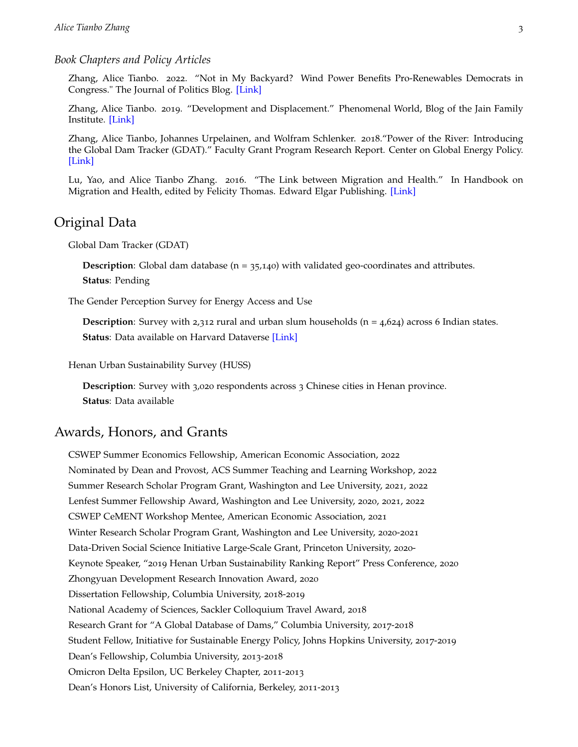### *Book Chapters and Policy Articles*

Zhang, Alice Tianbo. 2022. "Not in My Backyard? Wind Power Benefits Pro-Renewables Democrats in Congress." The Journal of Politics Blog. [Link]

Zhang, Alice Tianbo. 2019. "Development and Displacement." Phenomenal World, Blog of the Jain Family Institute. [Link]

Zhang, Alice Tianbo, Johannes Urpelainen, and Wolfram Schlenker. 2018."Power of the River: Introducing the Global Dam Tracker (GDAT)." Faculty Grant Program Research Report. Center on Global Energy Policy. [Link]

Lu, Yao, and Alice Tianbo Zhang. 2016. "The Link between Migration and Health." In Handbook on Migration and Health, edited by Felicity Thomas. Edward Elgar Publishing. [Link]

## Original Data

Global Dam Tracker (GDAT)

**Description**: Global dam database (n = 35,140) with validated geo-coordinates and attributes.

**Status**: Pending

The Gender Perception Survey for Energy Access and Use

**Description**: Survey with 2,312 rural and urban slum households (n = 4,624) across 6 Indian states.

**Status**: Data available on Harvard Dataverse [Link]

Henan Urban Sustainability Survey (HUSS)

**Description**: Survey with 3,020 respondents across 3 Chinese cities in Henan province.

**Status**: Data available

## Awards, Honors, and Grants

CSWEP Summer Economics Fellowship, American Economic Association, 2022

Nominated by Dean and Provost, ACS Summer Teaching and Learning Workshop, 2022

Summer Research Scholar Program Grant, Washington and Lee University, 2021, 2022

Lenfest Summer Fellowship Award, Washington and Lee University, 2020, 2021, 2022

CSWEP CeMENT Workshop Mentee, American Economic Association, 2021

Winter Research Scholar Program Grant, Washington and Lee University, 2020-2021

Data-Driven Social Science Initiative Large-Scale Grant, Princeton University, 2020-

Keynote Speaker, "2019 Henan Urban Sustainability Ranking Report" Press Conference, 2020

Zhongyuan Development Research Innovation Award, 2020

Dissertation Fellowship, Columbia University, 2018-2019

National Academy of Sciences, Sackler Colloquium Travel Award, 2018

Research Grant for "A Global Database of Dams," Columbia University, 2017-2018

Student Fellow, Initiative for Sustainable Energy Policy, Johns Hopkins University, 2017-2019

Dean's Fellowship, Columbia University, 2013-2018

Omicron Delta Epsilon, UC Berkeley Chapter, 2011-2013

Dean's Honors List, University of California, Berkeley, 2011-2013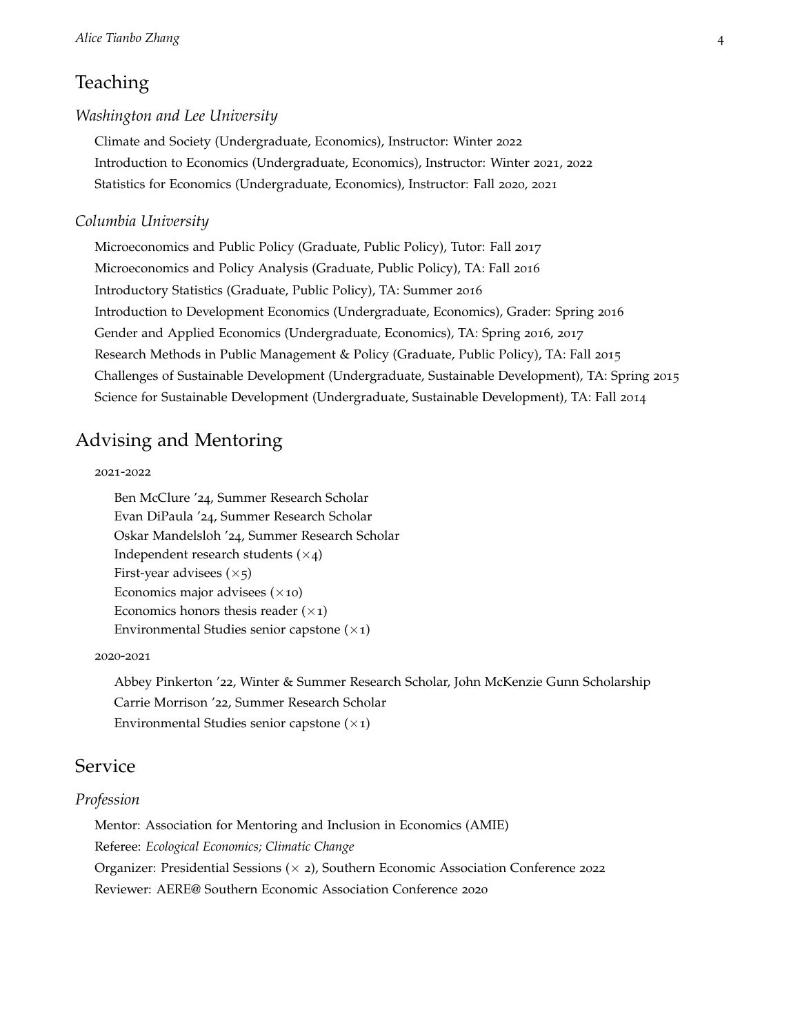## Teaching

### *Washington and Lee University*

Climate and Society (Undergraduate, Economics), Instructor: Winter 2022
Introduction to Economics (Undergraduate, Economics), Instructor: Winter 2021, 2022
Statistics for Economics (Undergraduate, Economics), Instructor: Fall 2020, 2021

### *Columbia University*

Microeconomics and Public Policy (Graduate, Public Policy), Tutor: Fall 2017
Microeconomics and Policy Analysis (Graduate, Public Policy), TA: Fall 2016
Introductory Statistics (Graduate, Public Policy), TA: Summer 2016
Introduction to Development Economics (Undergraduate, Economics), Grader: Spring 2016
Gender and Applied Economics (Undergraduate, Economics), TA: Spring 2016, 2017
Research Methods in Public Management & Policy (Graduate, Public Policy), TA: Fall 2015
Challenges of Sustainable Development (Undergraduate, Sustainable Development), TA: Spring 2015
Science for Sustainable Development (Undergraduate, Sustainable Development), TA: Fall 2014

## Advising and Mentoring

2021-2022

Ben McClure '24, Summer Research Scholar
Evan DiPaula '24, Summer Research Scholar
Oskar Mandelsloh '24, Summer Research Scholar
Independent research students (×4)
First-year advisees (×5)
Economics major advisees (×10)
Economics honors thesis reader (×1)
Environmental Studies senior capstone (×1)

2020-2021

Abbey Pinkerton '22, Winter & Summer Research Scholar, John McKenzie Gunn Scholarship
Carrie Morrison '22, Summer Research Scholar
Environmental Studies senior capstone (×1)

## Service

### *Profession*

Mentor: Association for Mentoring and Inclusion in Economics (AMIE)
Referee: *Ecological Economics; Climatic Change*
Organizer: Presidential Sessions (× 2), Southern Economic Association Conference 2022
Reviewer: AERE@ Southern Economic Association Conference 2020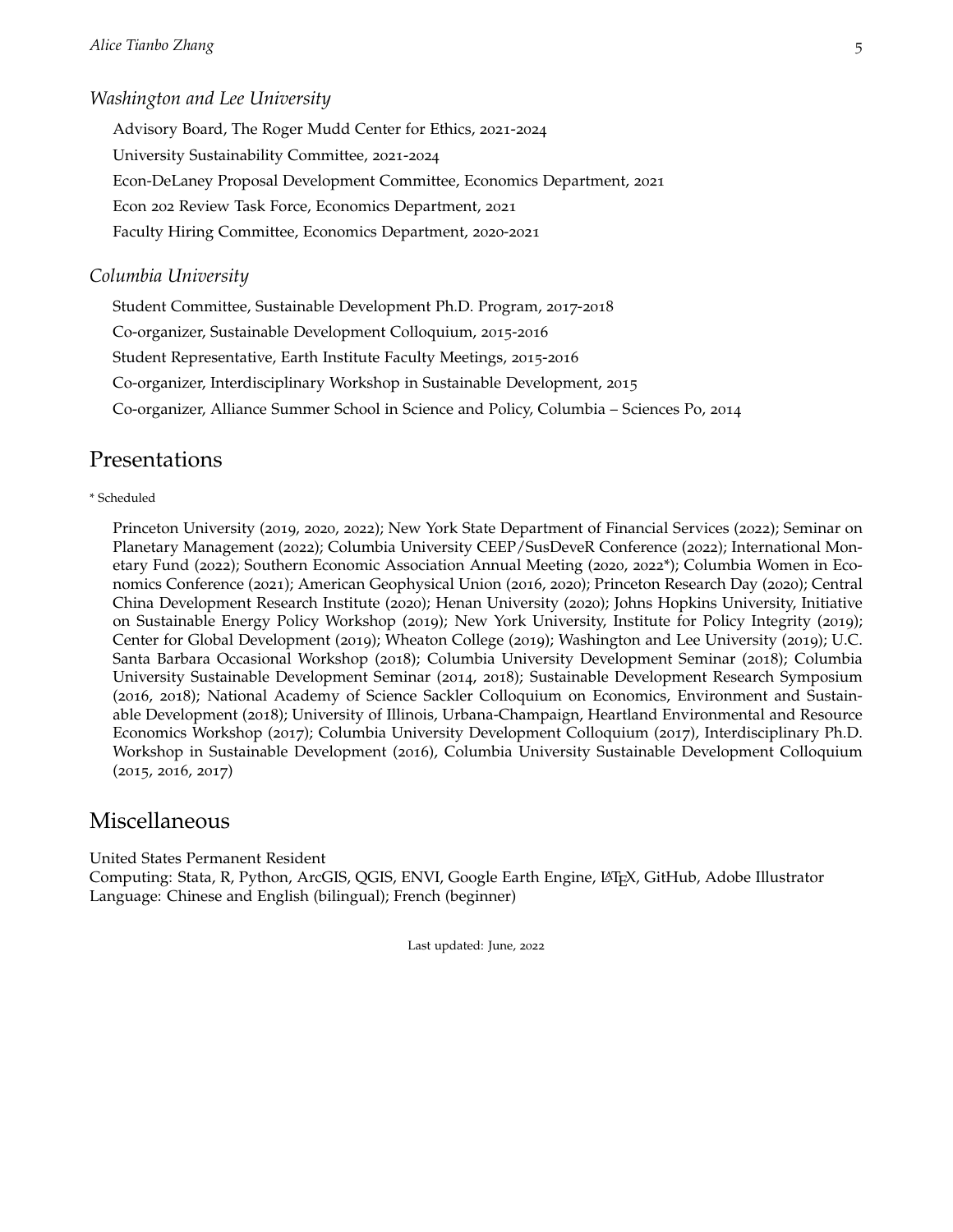*Washington and Lee University*

Advisory Board, The Roger Mudd Center for Ethics, 2021-2024

University Sustainability Committee, 2021-2024

Econ-DeLaney Proposal Development Committee, Economics Department, 2021

Econ 202 Review Task Force, Economics Department, 2021

Faculty Hiring Committee, Economics Department, 2020-2021

*Columbia University*

Student Committee, Sustainable Development Ph.D. Program, 2017-2018

Co-organizer, Sustainable Development Colloquium, 2015-2016

Student Representative, Earth Institute Faculty Meetings, 2015-2016

Co-organizer, Interdisciplinary Workshop in Sustainable Development, 2015

Co-organizer, Alliance Summer School in Science and Policy, Columbia – Sciences Po, 2014

# Presentations

\* Scheduled

Princeton University (2019, 2020, 2022); New York State Department of Financial Services (2022); Seminar on Planetary Management (2022); Columbia University CEEP/SusDeveR Conference (2022); International Monetary Fund (2022); Southern Economic Association Annual Meeting (2020, 2022*); Columbia Women in Economics Conference (2021); American Geophysical Union (2016, 2020); Princeton Research Day (2020); Central China Development Research Institute (2020); Henan University (2020); Johns Hopkins University, Initiative on Sustainable Energy Policy Workshop (2019); New York University, Institute for Policy Integrity (2019); Center for Global Development (2019); Wheaton College (2019); Washington and Lee University (2019); U.C. Santa Barbara Occasional Workshop (2018); Columbia University Development Seminar (2018); Columbia University Sustainable Development Seminar (2014, 2018); Sustainable Development Research Symposium (2016, 2018); National Academy of Science Sackler Colloquium on Economics, Environment and Sustainable Development (2018); University of Illinois, Urbana-Champaign, Heartland Environmental and Resource Economics Workshop (2017); Columbia University Development Colloquium (2017), Interdisciplinary Ph.D. Workshop in Sustainable Development (2016), Columbia University Sustainable Development Colloquium (2015, 2016, 2017)

# Miscellaneous

United States Permanent Resident

Computing: Stata, R, Python, ArcGIS, QGIS, ENVI, Google Earth Engine, LaTeX, GitHub, Adobe Illustrator

Language: Chinese and English (bilingual); French (beginner)

Last updated: June, 2022